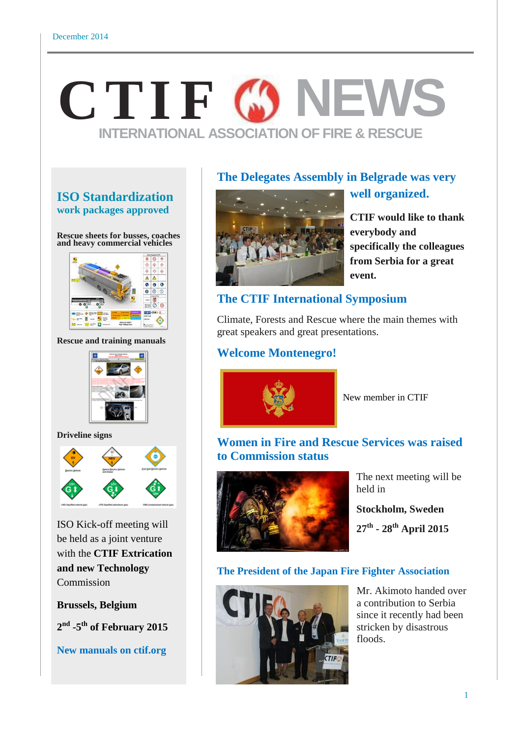December 2014

# CTIF NEWS

INTERNATIONAL ASSOCIATION OF FIRE & RESCUE

## ISO Standardization

### work packages approved

**Rescue sheets for busses, coaches and heavy commercial vehicles**

**Rescue and training manuals**

**Driveline signs**

ISO Kick-off meeting will be held as a joint venture with the **CTIF Extrication and new Technology** Commission

**Brussels, Belgium**

**2nd -5th of February 2015**

**New manuals on ctif.org**

## The Delegates Assembly in Belgrade was very well organized.

**CTIF would like to thank everybody and specifically the colleagues from Serbia for a great event.**

## The CTIF International Symposium

Climate, Forests and Rescue where the main themes with great speakers and great presentations.

## Welcome Montenegro!

New member in CTIF

## Women in Fire and Rescue Services was raised to Commission status

The next meeting will be held in

**Stockholm, Sweden**

**27th - 28th April 2015**

## The President of the Japan Fire Fighter Association

Mr. Akimoto handed over a contribution to Serbia since it recently had been stricken by disastrous floods.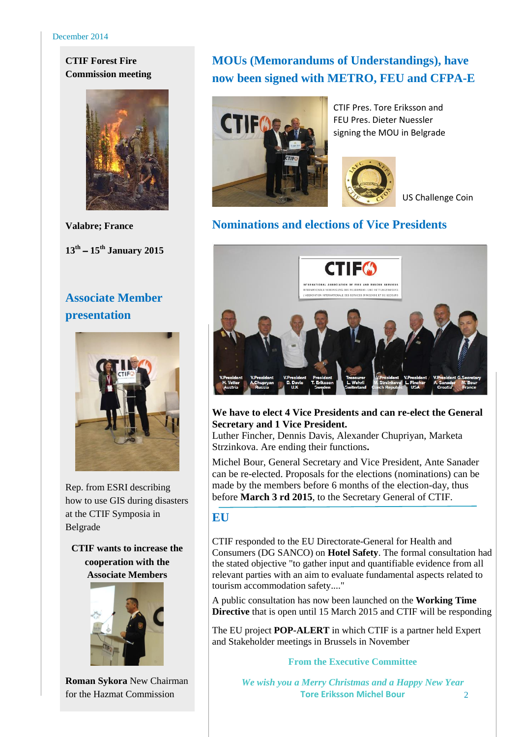**CTIF Forest Fire Commission meeting**

**Valabre; France**

**13th – 15th January 2015**

## Associate Member presentation

Rep. from ESRI describing how to use GIS during disasters at the CTIF Symposia in Belgrade

**CTIF wants to increase the cooperation with the Associate Members**

**Roman Sykora** New Chairman for the Hazmat Commission

## MOUs (Memorandums of Understandings), have now been signed with METRO, FEU and CFPA-E

CTIF Pres. Tore Eriksson and FEU Pres. Dieter Nuessler signing the MOU in Belgrade

US Challenge Coin

## Nominations and elections of Vice Presidents

V.President H. Vetter Austria; V.President A.Chupryan Russia; V.President D. Davis U.K; President T. Eriksson Sweden; Treasurer L. Wehrli Switzerland; V.President M. Strzinkova Czech Republic; V.President L. Fincher USA; V.President A. Sanader Croatia; G.Secretary M. Bour France

**We have to elect 4 Vice Presidents and can re-elect the General Secretary and 1 Vice President.**
Luther Fincher, Dennis Davis, Alexander Chupriyan, Marketa Strzinkova. Are ending their functions**.**

Michel Bour, General Secretary and Vice President, Ante Sanader can be re-elected. Proposals for the elections (nominations) can be made by the members before 6 months of the election-day, thus before **March 3 rd 2015**, to the Secretary General of CTIF.

## EU

CTIF responded to the EU Directorate-General for Health and Consumers (DG SANCO) on **Hotel Safety**. The formal consultation had the stated objective "to gather input and quantifiable evidence from all relevant parties with an aim to evaluate fundamental aspects related to tourism accommodation safety...."

A public consultation has now been launched on the **Working Time Directive** that is open until 15 March 2015 and CTIF will be responding

The EU project **POP-ALERT** in which CTIF is a partner held Expert and Stakeholder meetings in Brussels in November

**From the Executive Committee**

***We wish you a Merry Christmas and a Happy New Year***
**Tore Eriksson Michel Bour**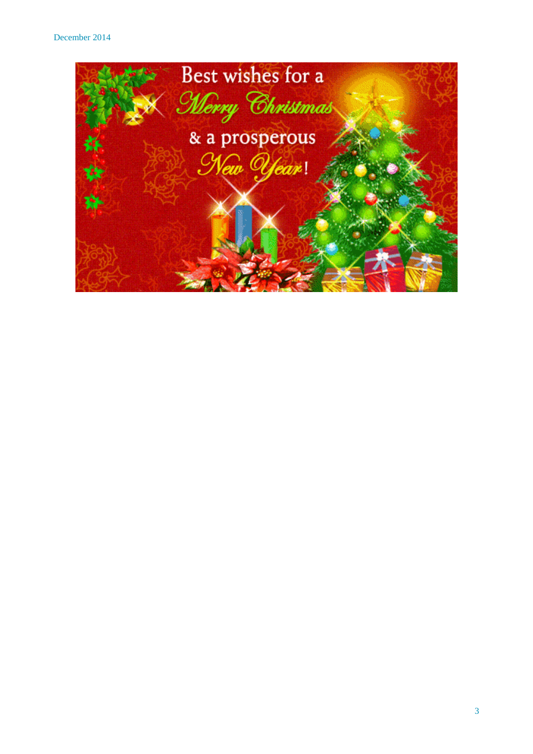Best wishes for a

*Merry Christmas*

& a prosperous

*New Year!*